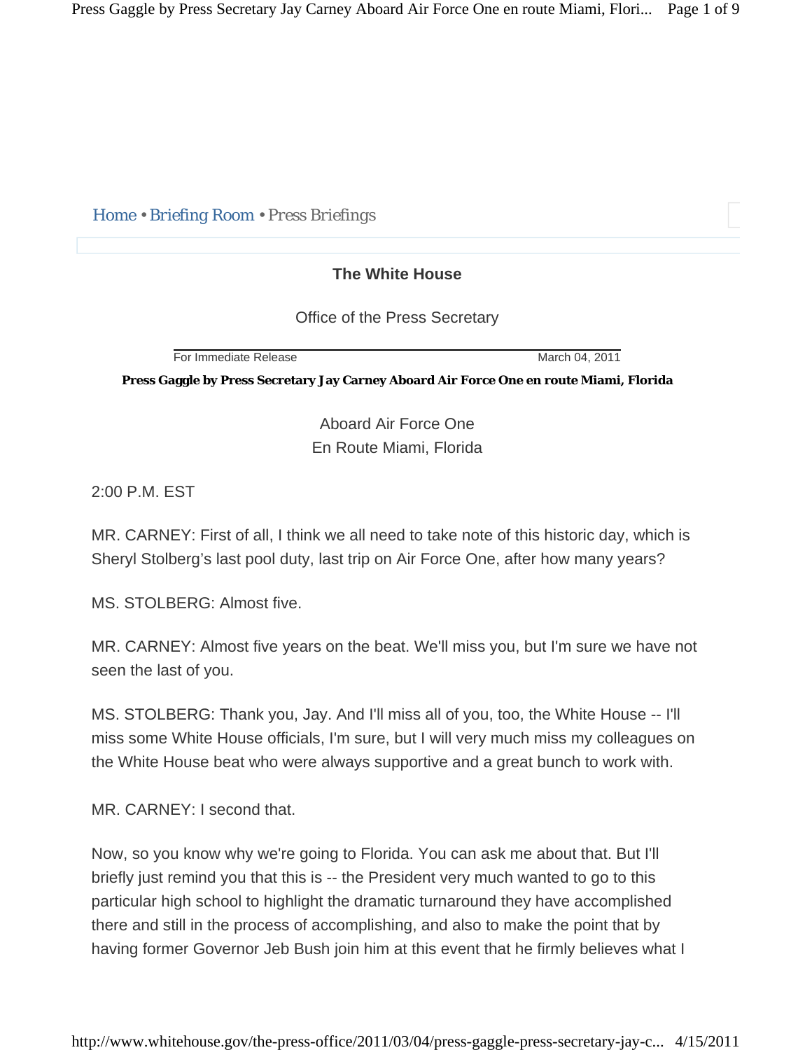Home • Briefing Room • Press Briefings

**The White House**

Office of the Press Secretary

For Immediate Release March 04, 2011

**Press Gaggle by Press Secretary Jay Carney Aboard Air Force One en route Miami, Florida**

Aboard Air Force One
En Route Miami, Florida

2:00 P.M. EST

MR. CARNEY: First of all, I think we all need to take note of this historic day, which is Sheryl Stolberg's last pool duty, last trip on Air Force One, after how many years?

MS. STOLBERG: Almost five.

MR. CARNEY: Almost five years on the beat. We'll miss you, but I'm sure we have not seen the last of you.

MS. STOLBERG: Thank you, Jay. And I'll miss all of you, too, the White House -- I'll miss some White House officials, I'm sure, but I will very much miss my colleagues on the White House beat who were always supportive and a great bunch to work with.

MR. CARNEY: I second that.

Now, so you know why we're going to Florida. You can ask me about that. But I'll briefly just remind you that this is -- the President very much wanted to go to this particular high school to highlight the dramatic turnaround they have accomplished there and still in the process of accomplishing, and also to make the point that by having former Governor Jeb Bush join him at this event that he firmly believes what I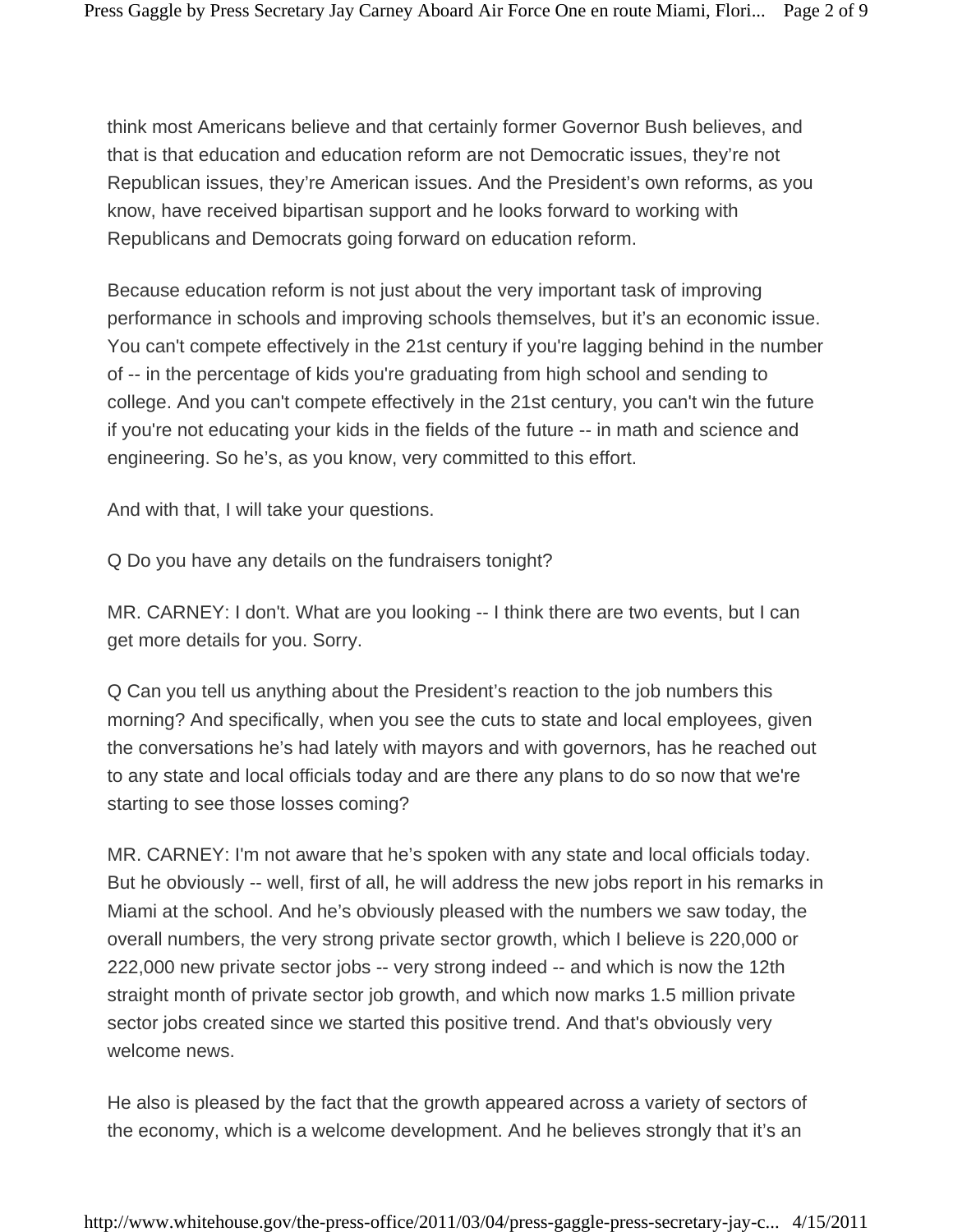think most Americans believe and that certainly former Governor Bush believes, and that is that education and education reform are not Democratic issues, they're not Republican issues, they're American issues. And the President's own reforms, as you know, have received bipartisan support and he looks forward to working with Republicans and Democrats going forward on education reform.

Because education reform is not just about the very important task of improving performance in schools and improving schools themselves, but it's an economic issue. You can't compete effectively in the 21st century if you're lagging behind in the number of -- in the percentage of kids you're graduating from high school and sending to college. And you can't compete effectively in the 21st century, you can't win the future if you're not educating your kids in the fields of the future -- in math and science and engineering. So he's, as you know, very committed to this effort.

And with that, I will take your questions.

Q Do you have any details on the fundraisers tonight?

MR. CARNEY: I don't. What are you looking -- I think there are two events, but I can get more details for you. Sorry.

Q Can you tell us anything about the President's reaction to the job numbers this morning? And specifically, when you see the cuts to state and local employees, given the conversations he's had lately with mayors and with governors, has he reached out to any state and local officials today and are there any plans to do so now that we're starting to see those losses coming?

MR. CARNEY: I'm not aware that he's spoken with any state and local officials today. But he obviously -- well, first of all, he will address the new jobs report in his remarks in Miami at the school. And he's obviously pleased with the numbers we saw today, the overall numbers, the very strong private sector growth, which I believe is 220,000 or 222,000 new private sector jobs -- very strong indeed -- and which is now the 12th straight month of private sector job growth, and which now marks 1.5 million private sector jobs created since we started this positive trend. And that's obviously very welcome news.

He also is pleased by the fact that the growth appeared across a variety of sectors of the economy, which is a welcome development. And he believes strongly that it's an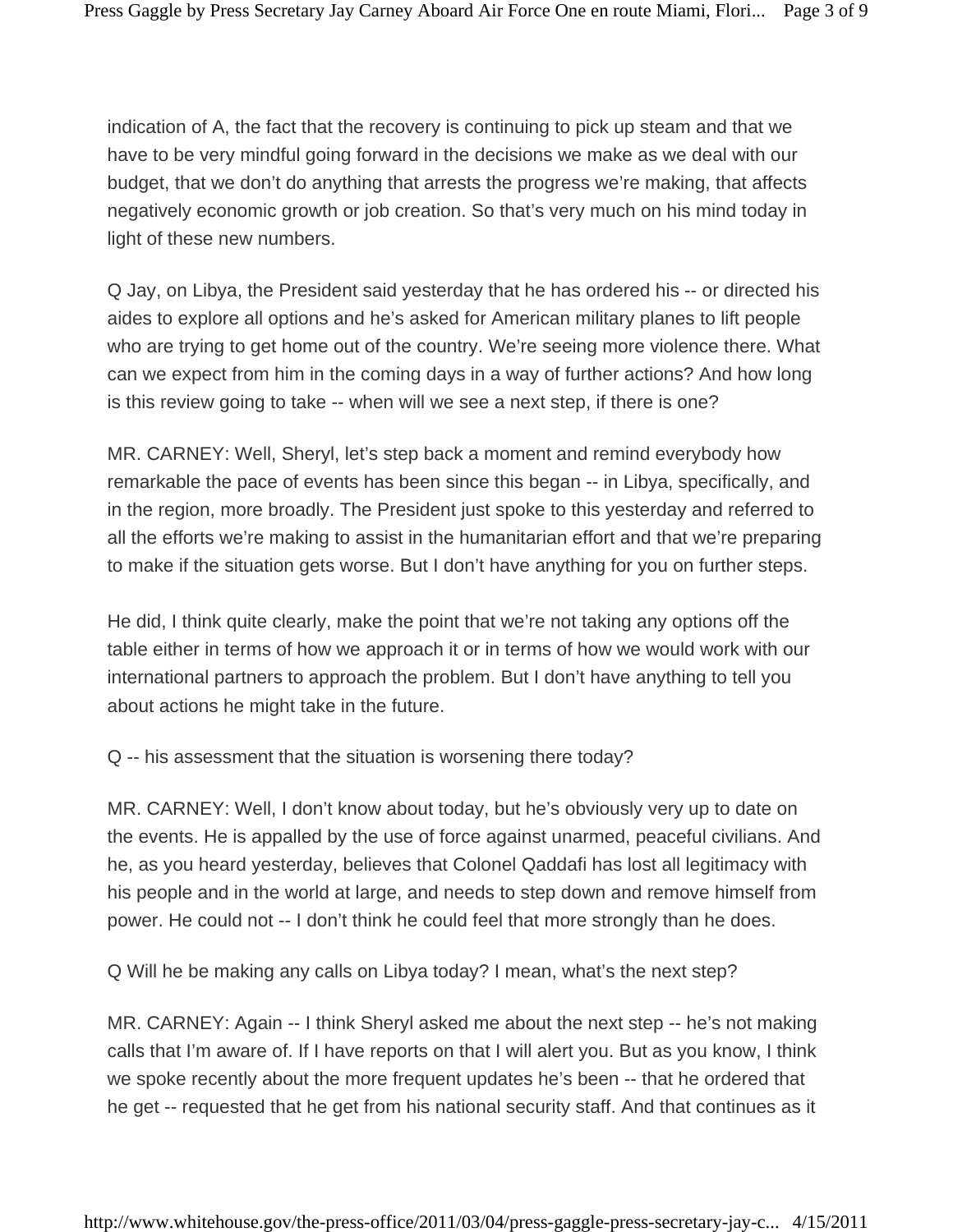indication of A, the fact that the recovery is continuing to pick up steam and that we have to be very mindful going forward in the decisions we make as we deal with our budget, that we don't do anything that arrests the progress we're making, that affects negatively economic growth or job creation. So that's very much on his mind today in light of these new numbers.

Q Jay, on Libya, the President said yesterday that he has ordered his -- or directed his aides to explore all options and he's asked for American military planes to lift people who are trying to get home out of the country. We're seeing more violence there. What can we expect from him in the coming days in a way of further actions? And how long is this review going to take -- when will we see a next step, if there is one?

MR. CARNEY: Well, Sheryl, let's step back a moment and remind everybody how remarkable the pace of events has been since this began -- in Libya, specifically, and in the region, more broadly. The President just spoke to this yesterday and referred to all the efforts we're making to assist in the humanitarian effort and that we're preparing to make if the situation gets worse. But I don't have anything for you on further steps.

He did, I think quite clearly, make the point that we're not taking any options off the table either in terms of how we approach it or in terms of how we would work with our international partners to approach the problem. But I don't have anything to tell you about actions he might take in the future.

Q -- his assessment that the situation is worsening there today?

MR. CARNEY: Well, I don't know about today, but he's obviously very up to date on the events. He is appalled by the use of force against unarmed, peaceful civilians. And he, as you heard yesterday, believes that Colonel Qaddafi has lost all legitimacy with his people and in the world at large, and needs to step down and remove himself from power. He could not -- I don't think he could feel that more strongly than he does.

Q Will he be making any calls on Libya today? I mean, what's the next step?

MR. CARNEY: Again -- I think Sheryl asked me about the next step -- he's not making calls that I'm aware of. If I have reports on that I will alert you. But as you know, I think we spoke recently about the more frequent updates he's been -- that he ordered that he get -- requested that he get from his national security staff. And that continues as it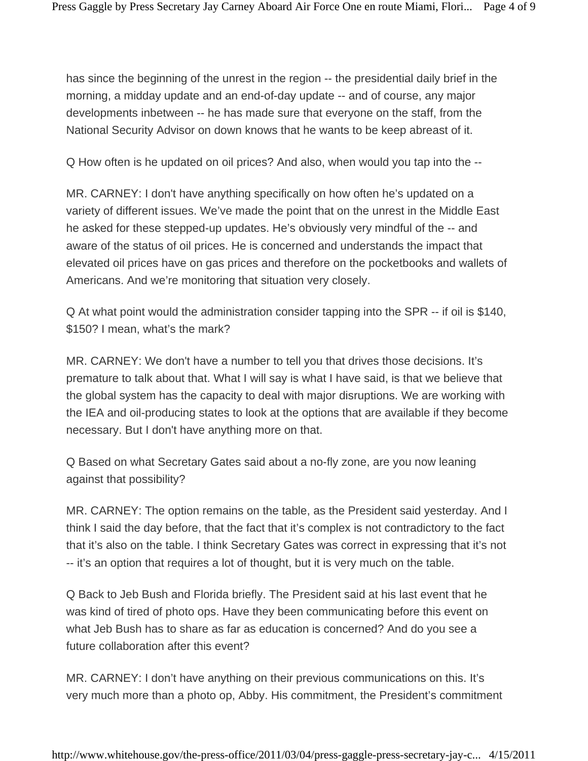has since the beginning of the unrest in the region -- the presidential daily brief in the morning, a midday update and an end-of-day update -- and of course, any major developments inbetween -- he has made sure that everyone on the staff, from the National Security Advisor on down knows that he wants to be keep abreast of it.

Q How often is he updated on oil prices? And also, when would you tap into the --

MR. CARNEY: I don't have anything specifically on how often he's updated on a variety of different issues. We've made the point that on the unrest in the Middle East he asked for these stepped-up updates. He's obviously very mindful of the -- and aware of the status of oil prices. He is concerned and understands the impact that elevated oil prices have on gas prices and therefore on the pocketbooks and wallets of Americans. And we're monitoring that situation very closely.

Q At what point would the administration consider tapping into the SPR -- if oil is $140, $150? I mean, what's the mark?

MR. CARNEY: We don't have a number to tell you that drives those decisions. It's premature to talk about that. What I will say is what I have said, is that we believe that the global system has the capacity to deal with major disruptions. We are working with the IEA and oil-producing states to look at the options that are available if they become necessary. But I don't have anything more on that.

Q Based on what Secretary Gates said about a no-fly zone, are you now leaning against that possibility?

MR. CARNEY: The option remains on the table, as the President said yesterday. And I think I said the day before, that the fact that it's complex is not contradictory to the fact that it's also on the table. I think Secretary Gates was correct in expressing that it's not -- it's an option that requires a lot of thought, but it is very much on the table.

Q Back to Jeb Bush and Florida briefly. The President said at his last event that he was kind of tired of photo ops. Have they been communicating before this event on what Jeb Bush has to share as far as education is concerned? And do you see a future collaboration after this event?

MR. CARNEY: I don't have anything on their previous communications on this. It's very much more than a photo op, Abby. His commitment, the President's commitment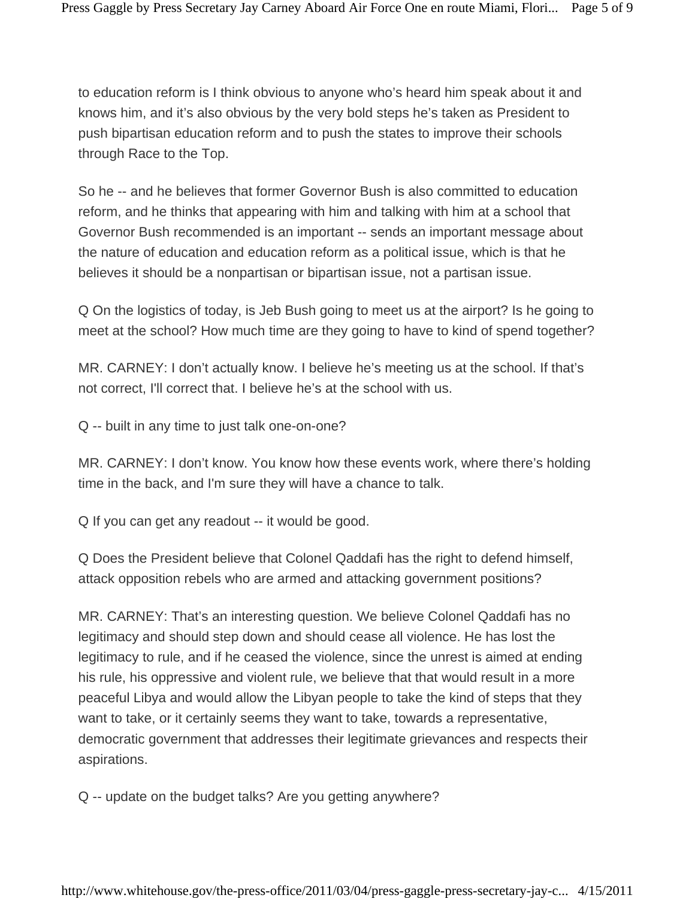to education reform is I think obvious to anyone who's heard him speak about it and knows him, and it's also obvious by the very bold steps he's taken as President to push bipartisan education reform and to push the states to improve their schools through Race to the Top.

So he -- and he believes that former Governor Bush is also committed to education reform, and he thinks that appearing with him and talking with him at a school that Governor Bush recommended is an important -- sends an important message about the nature of education and education reform as a political issue, which is that he believes it should be a nonpartisan or bipartisan issue, not a partisan issue.

Q On the logistics of today, is Jeb Bush going to meet us at the airport? Is he going to meet at the school? How much time are they going to have to kind of spend together?

MR. CARNEY: I don't actually know. I believe he's meeting us at the school. If that's not correct, I'll correct that. I believe he's at the school with us.

Q -- built in any time to just talk one-on-one?

MR. CARNEY: I don't know. You know how these events work, where there's holding time in the back, and I'm sure they will have a chance to talk.

Q If you can get any readout -- it would be good.

Q Does the President believe that Colonel Qaddafi has the right to defend himself, attack opposition rebels who are armed and attacking government positions?

MR. CARNEY: That's an interesting question. We believe Colonel Qaddafi has no legitimacy and should step down and should cease all violence. He has lost the legitimacy to rule, and if he ceased the violence, since the unrest is aimed at ending his rule, his oppressive and violent rule, we believe that that would result in a more peaceful Libya and would allow the Libyan people to take the kind of steps that they want to take, or it certainly seems they want to take, towards a representative, democratic government that addresses their legitimate grievances and respects their aspirations.

Q -- update on the budget talks? Are you getting anywhere?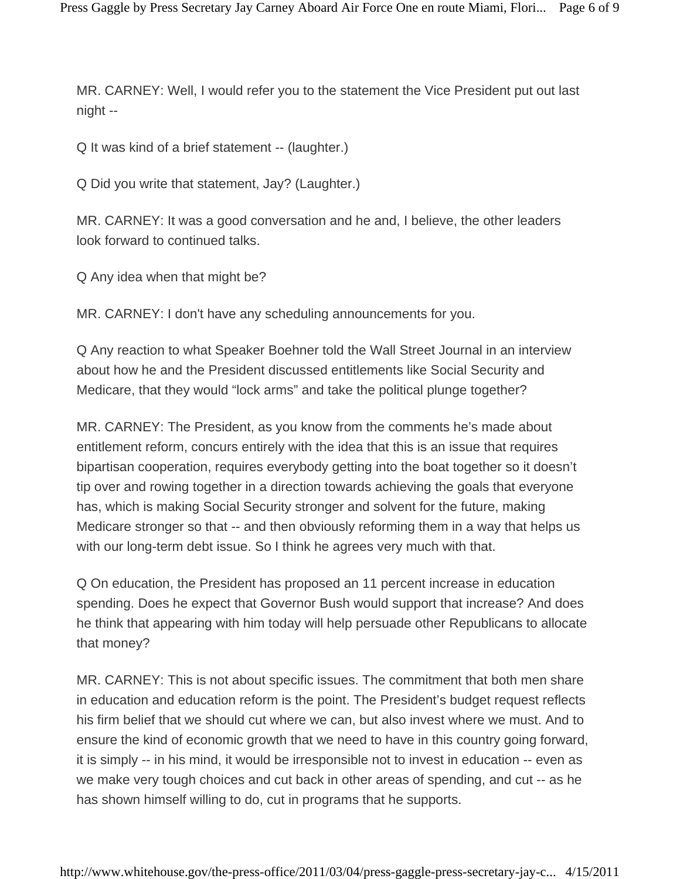MR. CARNEY: Well, I would refer you to the statement the Vice President put out last night --

Q It was kind of a brief statement -- (laughter.)

Q Did you write that statement, Jay? (Laughter.)

MR. CARNEY: It was a good conversation and he and, I believe, the other leaders look forward to continued talks.

Q Any idea when that might be?

MR. CARNEY: I don't have any scheduling announcements for you.

Q Any reaction to what Speaker Boehner told the Wall Street Journal in an interview about how he and the President discussed entitlements like Social Security and Medicare, that they would "lock arms" and take the political plunge together?

MR. CARNEY: The President, as you know from the comments he's made about entitlement reform, concurs entirely with the idea that this is an issue that requires bipartisan cooperation, requires everybody getting into the boat together so it doesn't tip over and rowing together in a direction towards achieving the goals that everyone has, which is making Social Security stronger and solvent for the future, making Medicare stronger so that -- and then obviously reforming them in a way that helps us with our long-term debt issue. So I think he agrees very much with that.

Q On education, the President has proposed an 11 percent increase in education spending. Does he expect that Governor Bush would support that increase? And does he think that appearing with him today will help persuade other Republicans to allocate that money?

MR. CARNEY: This is not about specific issues. The commitment that both men share in education and education reform is the point. The President's budget request reflects his firm belief that we should cut where we can, but also invest where we must. And to ensure the kind of economic growth that we need to have in this country going forward, it is simply -- in his mind, it would be irresponsible not to invest in education -- even as we make very tough choices and cut back in other areas of spending, and cut -- as he has shown himself willing to do, cut in programs that he supports.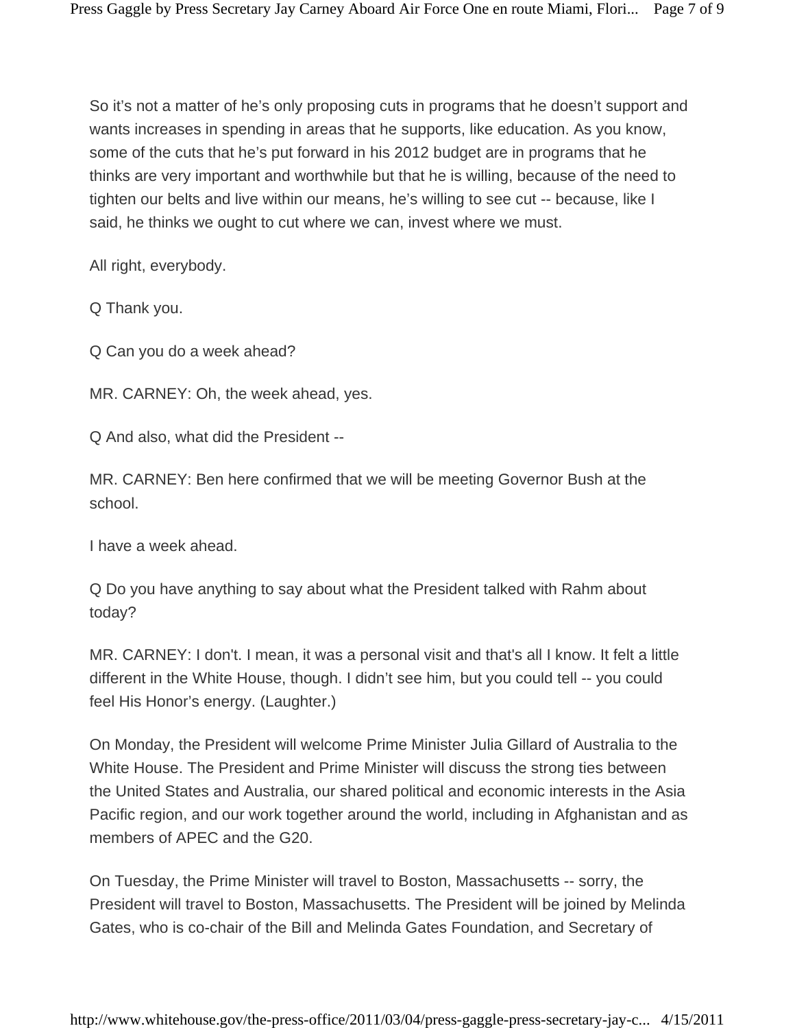So it's not a matter of he's only proposing cuts in programs that he doesn't support and wants increases in spending in areas that he supports, like education. As you know, some of the cuts that he's put forward in his 2012 budget are in programs that he thinks are very important and worthwhile but that he is willing, because of the need to tighten our belts and live within our means, he's willing to see cut -- because, like I said, he thinks we ought to cut where we can, invest where we must.

All right, everybody.

Q Thank you.

Q Can you do a week ahead?

MR. CARNEY: Oh, the week ahead, yes.

Q And also, what did the President --

MR. CARNEY: Ben here confirmed that we will be meeting Governor Bush at the school.

I have a week ahead.

Q Do you have anything to say about what the President talked with Rahm about today?

MR. CARNEY: I don't. I mean, it was a personal visit and that's all I know. It felt a little different in the White House, though. I didn't see him, but you could tell -- you could feel His Honor's energy. (Laughter.)

On Monday, the President will welcome Prime Minister Julia Gillard of Australia to the White House. The President and Prime Minister will discuss the strong ties between the United States and Australia, our shared political and economic interests in the Asia Pacific region, and our work together around the world, including in Afghanistan and as members of APEC and the G20.

On Tuesday, the Prime Minister will travel to Boston, Massachusetts -- sorry, the President will travel to Boston, Massachusetts. The President will be joined by Melinda Gates, who is co-chair of the Bill and Melinda Gates Foundation, and Secretary of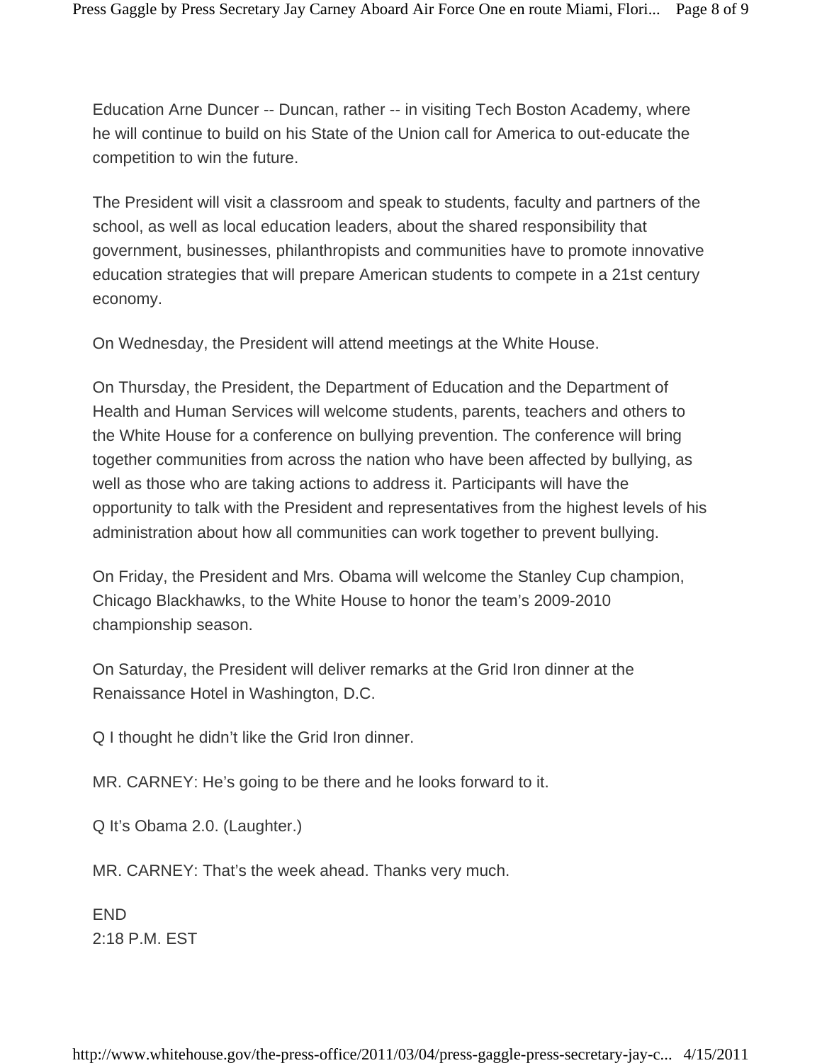Education Arne Duncer -- Duncan, rather -- in visiting Tech Boston Academy, where he will continue to build on his State of the Union call for America to out-educate the competition to win the future.

The President will visit a classroom and speak to students, faculty and partners of the school, as well as local education leaders, about the shared responsibility that government, businesses, philanthropists and communities have to promote innovative education strategies that will prepare American students to compete in a 21st century economy.

On Wednesday, the President will attend meetings at the White House.

On Thursday, the President, the Department of Education and the Department of Health and Human Services will welcome students, parents, teachers and others to the White House for a conference on bullying prevention. The conference will bring together communities from across the nation who have been affected by bullying, as well as those who are taking actions to address it. Participants will have the opportunity to talk with the President and representatives from the highest levels of his administration about how all communities can work together to prevent bullying.

On Friday, the President and Mrs. Obama will welcome the Stanley Cup champion, Chicago Blackhawks, to the White House to honor the team's 2009-2010 championship season.

On Saturday, the President will deliver remarks at the Grid Iron dinner at the Renaissance Hotel in Washington, D.C.

Q I thought he didn't like the Grid Iron dinner.

MR. CARNEY: He's going to be there and he looks forward to it.

Q It's Obama 2.0. (Laughter.)

MR. CARNEY: That's the week ahead. Thanks very much.

END
2:18 P.M. EST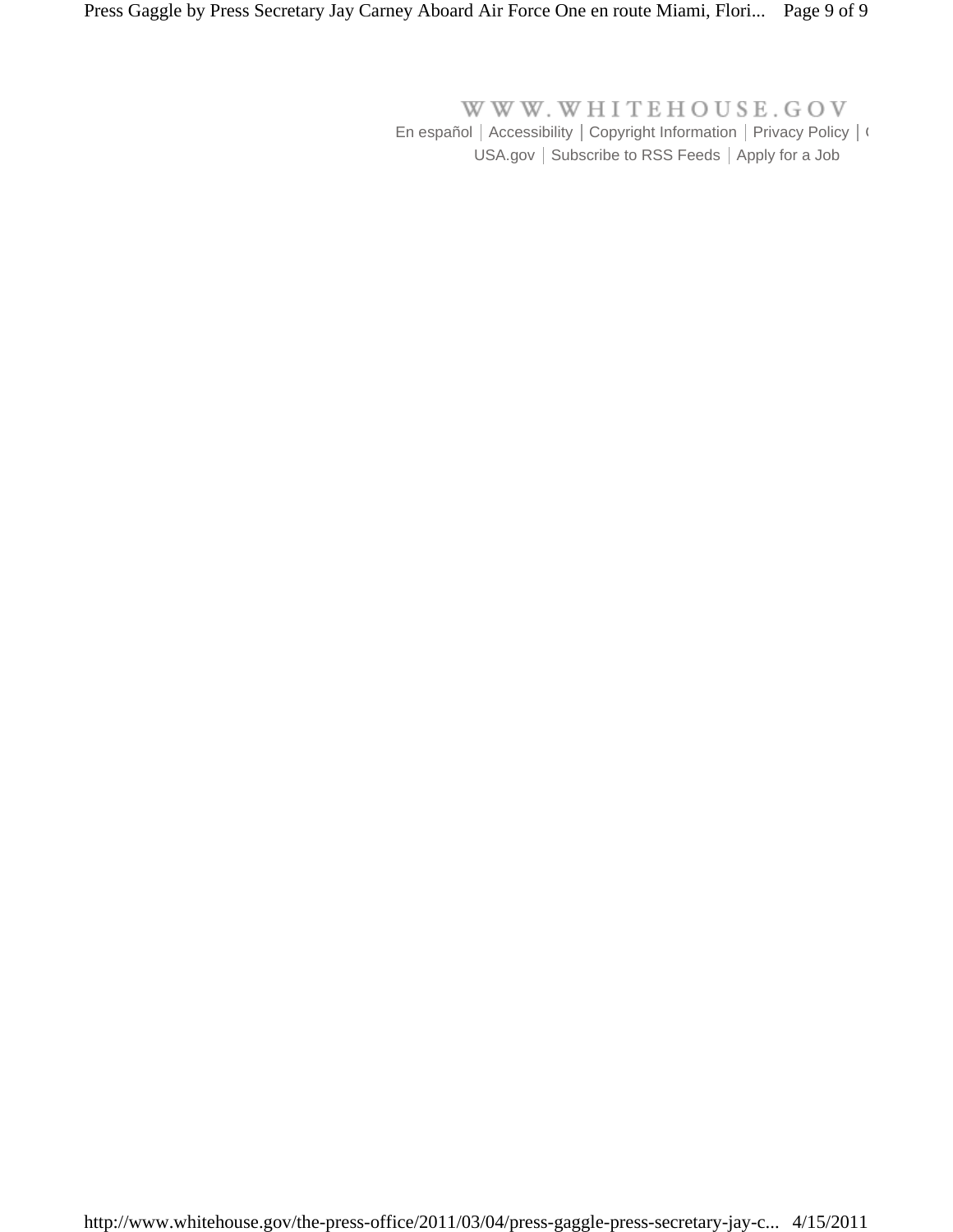WWW.WHITEHOUSE.GOV

En español | Accessibility | Copyright Information | Privacy Policy | (

USA.gov | Subscribe to RSS Feeds | Apply for a Job